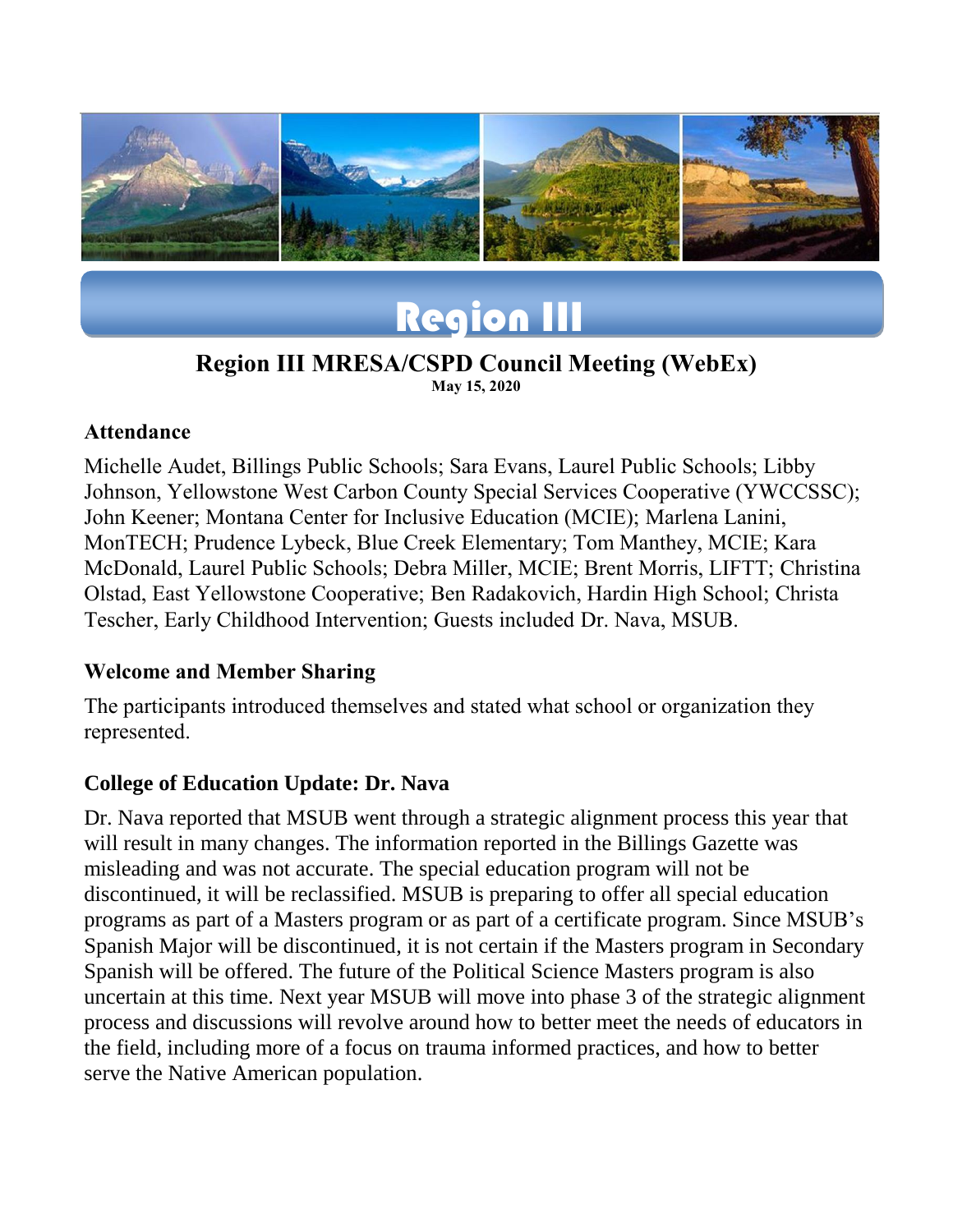# Region III

## Region III MRESA/CSPD Council Meeting (WebEx)

**May 15, 2020**

### Attendance

Michelle Audet, Billings Public Schools; Sara Evans, Laurel Public Schools; Libby Johnson, Yellowstone West Carbon County Special Services Cooperative (YWCCSSC); John Keener; Montana Center for Inclusive Education (MCIE); Marlena Lanini, MonTECH; Prudence Lybeck, Blue Creek Elementary; Tom Manthey, MCIE; Kara McDonald, Laurel Public Schools; Debra Miller, MCIE; Brent Morris, LIFTT; Christina Olstad, East Yellowstone Cooperative; Ben Radakovich, Hardin High School; Christa Tescher, Early Childhood Intervention; Guests included Dr. Nava, MSUB.

### Welcome and Member Sharing

The participants introduced themselves and stated what school or organization they represented.

### College of Education Update: Dr. Nava

Dr. Nava reported that MSUB went through a strategic alignment process this year that will result in many changes. The information reported in the Billings Gazette was misleading and was not accurate. The special education program will not be discontinued, it will be reclassified. MSUB is preparing to offer all special education programs as part of a Masters program or as part of a certificate program. Since MSUB's Spanish Major will be discontinued, it is not certain if the Masters program in Secondary Spanish will be offered. The future of the Political Science Masters program is also uncertain at this time. Next year MSUB will move into phase 3 of the strategic alignment process and discussions will revolve around how to better meet the needs of educators in the field, including more of a focus on trauma informed practices, and how to better serve the Native American population.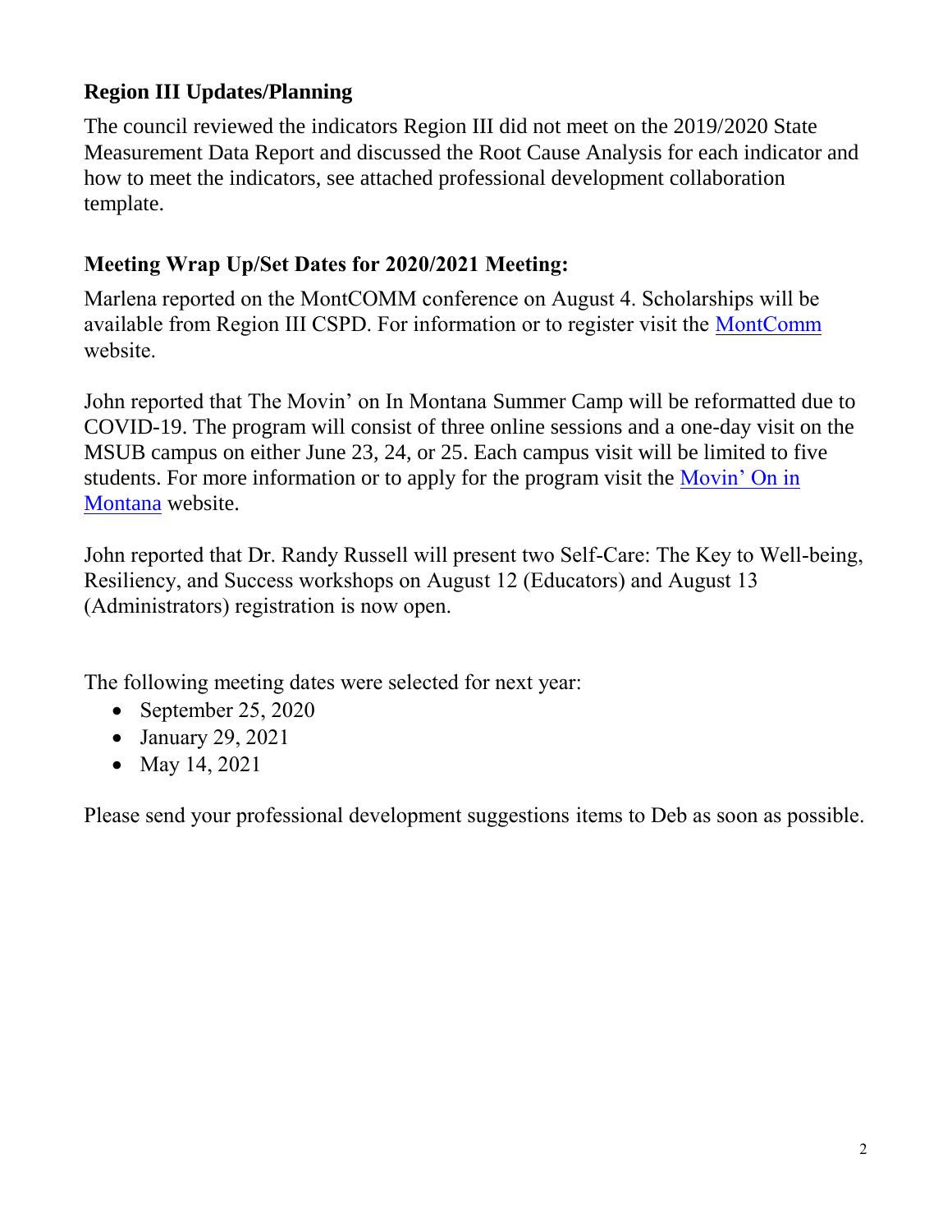### Region III Updates/Planning

The council reviewed the indicators Region III did not meet on the 2019/2020 State Measurement Data Report and discussed the Root Cause Analysis for each indicator and how to meet the indicators, see attached professional development collaboration template.

### Meeting Wrap Up/Set Dates for 2020/2021 Meeting:

Marlena reported on the MontCOMM conference on August 4. Scholarships will be available from Region III CSPD. For information or to register visit the MontComm website.

John reported that The Movin' on In Montana Summer Camp will be reformatted due to COVID-19. The program will consist of three online sessions and a one-day visit on the MSUB campus on either June 23, 24, or 25. Each campus visit will be limited to five students. For more information or to apply for the program visit the Movin' On in Montana website.

John reported that Dr. Randy Russell will present two Self-Care: The Key to Well-being, Resiliency, and Success workshops on August 12 (Educators) and August 13 (Administrators) registration is now open.

The following meeting dates were selected for next year:

- September 25, 2020
- January 29, 2021
- May 14, 2021

Please send your professional development suggestions items to Deb as soon as possible.